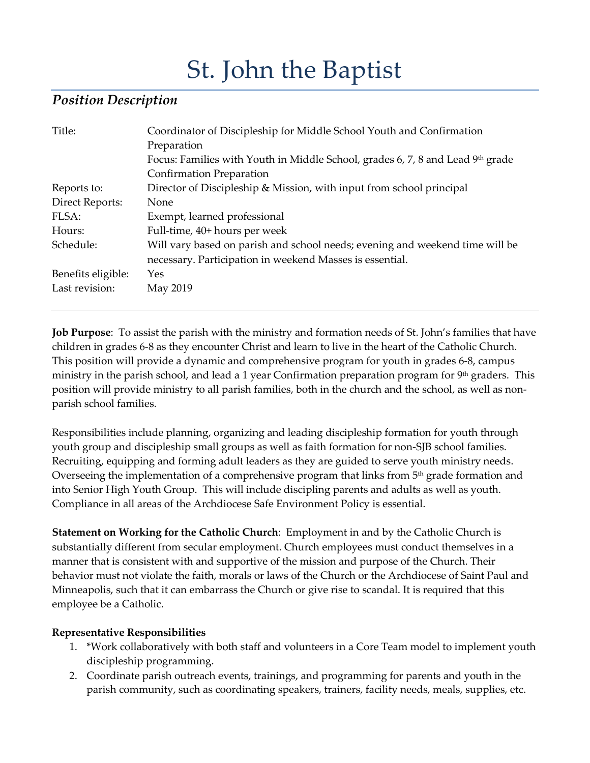# St. John the Baptist

## *Position Description*

| | |
|---|---|
| Title: | Coordinator of Discipleship for Middle School Youth and Confirmation Preparation<br>Focus: Families with Youth in Middle School, grades 6, 7, 8 and Lead 9th grade Confirmation Preparation |
| Reports to: | Director of Discipleship & Mission, with input from school principal |
| Direct Reports: | None |
| FLSA: | Exempt, learned professional |
| Hours: | Full-time, 40+ hours per week |
| Schedule: | Will vary based on parish and school needs; evening and weekend time will be necessary. Participation in weekend Masses is essential. |
| Benefits eligible: | Yes |
| Last revision: | May 2019 |

---

**Job Purpose**: To assist the parish with the ministry and formation needs of St. John's families that have children in grades 6-8 as they encounter Christ and learn to live in the heart of the Catholic Church. This position will provide a dynamic and comprehensive program for youth in grades 6-8, campus ministry in the parish school, and lead a 1 year Confirmation preparation program for 9th graders. This position will provide ministry to all parish families, both in the church and the school, as well as non-parish school families.

Responsibilities include planning, organizing and leading discipleship formation for youth through youth group and discipleship small groups as well as faith formation for non-SJB school families. Recruiting, equipping and forming adult leaders as they are guided to serve youth ministry needs. Overseeing the implementation of a comprehensive program that links from 5th grade formation and into Senior High Youth Group. This will include discipling parents and adults as well as youth. Compliance in all areas of the Archdiocese Safe Environment Policy is essential.

**Statement on Working for the Catholic Church**: Employment in and by the Catholic Church is substantially different from secular employment. Church employees must conduct themselves in a manner that is consistent with and supportive of the mission and purpose of the Church. Their behavior must not violate the faith, morals or laws of the Church or the Archdiocese of Saint Paul and Minneapolis, such that it can embarrass the Church or give rise to scandal. It is required that this employee be a Catholic.

**Representative Responsibilities**

1. *Work collaboratively with both staff and volunteers in a Core Team model to implement youth discipleship programming.
2. Coordinate parish outreach events, trainings, and programming for parents and youth in the parish community, such as coordinating speakers, trainers, facility needs, meals, supplies, etc.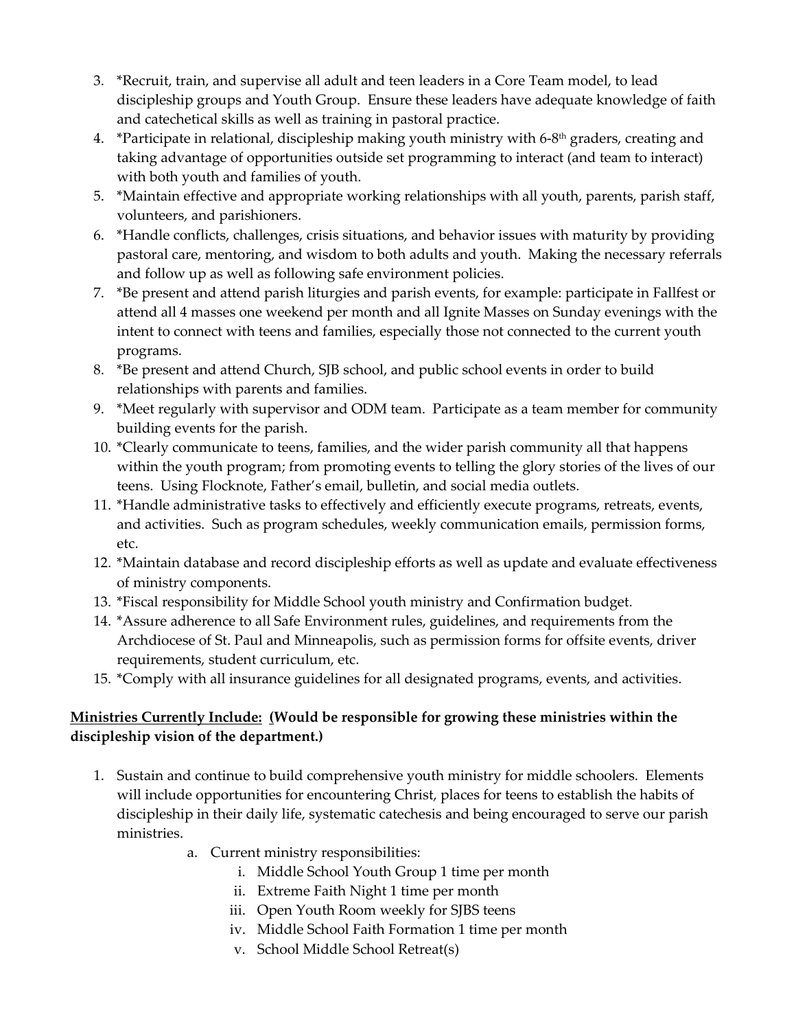3. *Recruit, train, and supervise all adult and teen leaders in a Core Team model, to lead discipleship groups and Youth Group. Ensure these leaders have adequate knowledge of faith and catechetical skills as well as training in pastoral practice.
4. *Participate in relational, discipleship making youth ministry with 6-8th graders, creating and taking advantage of opportunities outside set programming to interact (and team to interact) with both youth and families of youth.
5. *Maintain effective and appropriate working relationships with all youth, parents, parish staff, volunteers, and parishioners.
6. *Handle conflicts, challenges, crisis situations, and behavior issues with maturity by providing pastoral care, mentoring, and wisdom to both adults and youth. Making the necessary referrals and follow up as well as following safe environment policies.
7. *Be present and attend parish liturgies and parish events, for example: participate in Fallfest or attend all 4 masses one weekend per month and all Ignite Masses on Sunday evenings with the intent to connect with teens and families, especially those not connected to the current youth programs.
8. *Be present and attend Church, SJB school, and public school events in order to build relationships with parents and families.
9. *Meet regularly with supervisor and ODM team. Participate as a team member for community building events for the parish.
10. *Clearly communicate to teens, families, and the wider parish community all that happens within the youth program; from promoting events to telling the glory stories of the lives of our teens. Using Flocknote, Father's email, bulletin, and social media outlets.
11. *Handle administrative tasks to effectively and efficiently execute programs, retreats, events, and activities. Such as program schedules, weekly communication emails, permission forms, etc.
12. *Maintain database and record discipleship efforts as well as update and evaluate effectiveness of ministry components.
13. *Fiscal responsibility for Middle School youth ministry and Confirmation budget.
14. *Assure adherence to all Safe Environment rules, guidelines, and requirements from the Archdiocese of St. Paul and Minneapolis, such as permission forms for offsite events, driver requirements, student curriculum, etc.
15. *Comply with all insurance guidelines for all designated programs, events, and activities.

**<u>Ministries Currently Include:</u> (Would be responsible for growing these ministries within the discipleship vision of the department.)**

1. Sustain and continue to build comprehensive youth ministry for middle schoolers. Elements will include opportunities for encountering Christ, places for teens to establish the habits of discipleship in their daily life, systematic catechesis and being encouraged to serve our parish ministries.
   a. Current ministry responsibilities:
      i. Middle School Youth Group 1 time per month
      ii. Extreme Faith Night 1 time per month
      iii. Open Youth Room weekly for SJBS teens
      iv. Middle School Faith Formation 1 time per month
      v. School Middle School Retreat(s)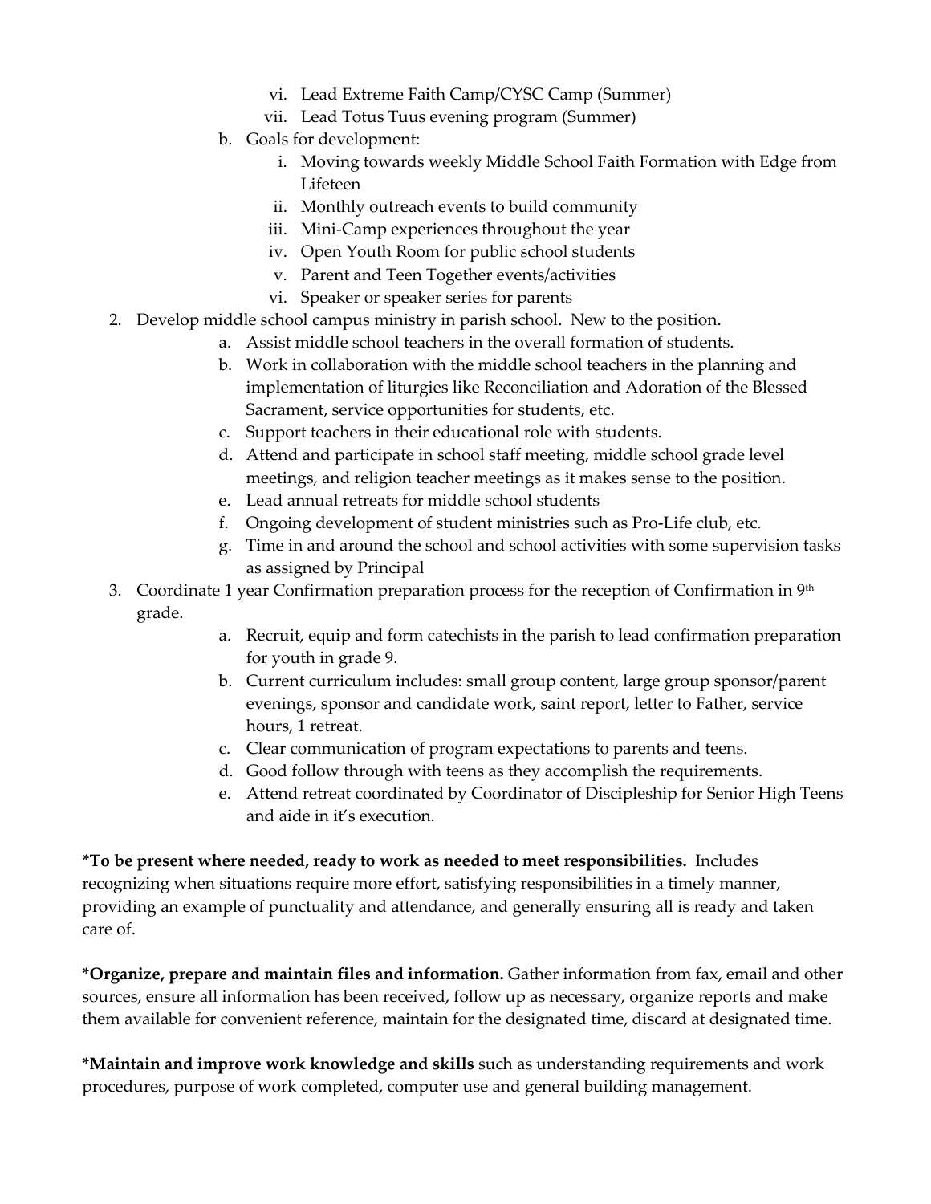- vi. Lead Extreme Faith Camp/CYSC Camp (Summer)
   - vii. Lead Totus Tuus evening program (Summer)

   b. Goals for development:
   - i. Moving towards weekly Middle School Faith Formation with Edge from Lifeteen
   - ii. Monthly outreach events to build community
   - iii. Mini-Camp experiences throughout the year
   - iv. Open Youth Room for public school students
   - v. Parent and Teen Together events/activities
   - vi. Speaker or speaker series for parents

2. Develop middle school campus ministry in parish school. New to the position.
   - a. Assist middle school teachers in the overall formation of students.
   - b. Work in collaboration with the middle school teachers in the planning and implementation of liturgies like Reconciliation and Adoration of the Blessed Sacrament, service opportunities for students, etc.
   - c. Support teachers in their educational role with students.
   - d. Attend and participate in school staff meeting, middle school grade level meetings, and religion teacher meetings as it makes sense to the position.
   - e. Lead annual retreats for middle school students
   - f. Ongoing development of student ministries such as Pro-Life club, etc.
   - g. Time in and around the school and school activities with some supervision tasks as assigned by Principal

3. Coordinate 1 year Confirmation preparation process for the reception of Confirmation in 9th grade.
   - a. Recruit, equip and form catechists in the parish to lead confirmation preparation for youth in grade 9.
   - b. Current curriculum includes: small group content, large group sponsor/parent evenings, sponsor and candidate work, saint report, letter to Father, service hours, 1 retreat.
   - c. Clear communication of program expectations to parents and teens.
   - d. Good follow through with teens as they accomplish the requirements.
   - e. Attend retreat coordinated by Coordinator of Discipleship for Senior High Teens and aide in it's execution.

**\*To be present where needed, ready to work as needed to meet responsibilities.** Includes recognizing when situations require more effort, satisfying responsibilities in a timely manner, providing an example of punctuality and attendance, and generally ensuring all is ready and taken care of.

**\*Organize, prepare and maintain files and information.** Gather information from fax, email and other sources, ensure all information has been received, follow up as necessary, organize reports and make them available for convenient reference, maintain for the designated time, discard at designated time.

**\*Maintain and improve work knowledge and skills** such as understanding requirements and work procedures, purpose of work completed, computer use and general building management.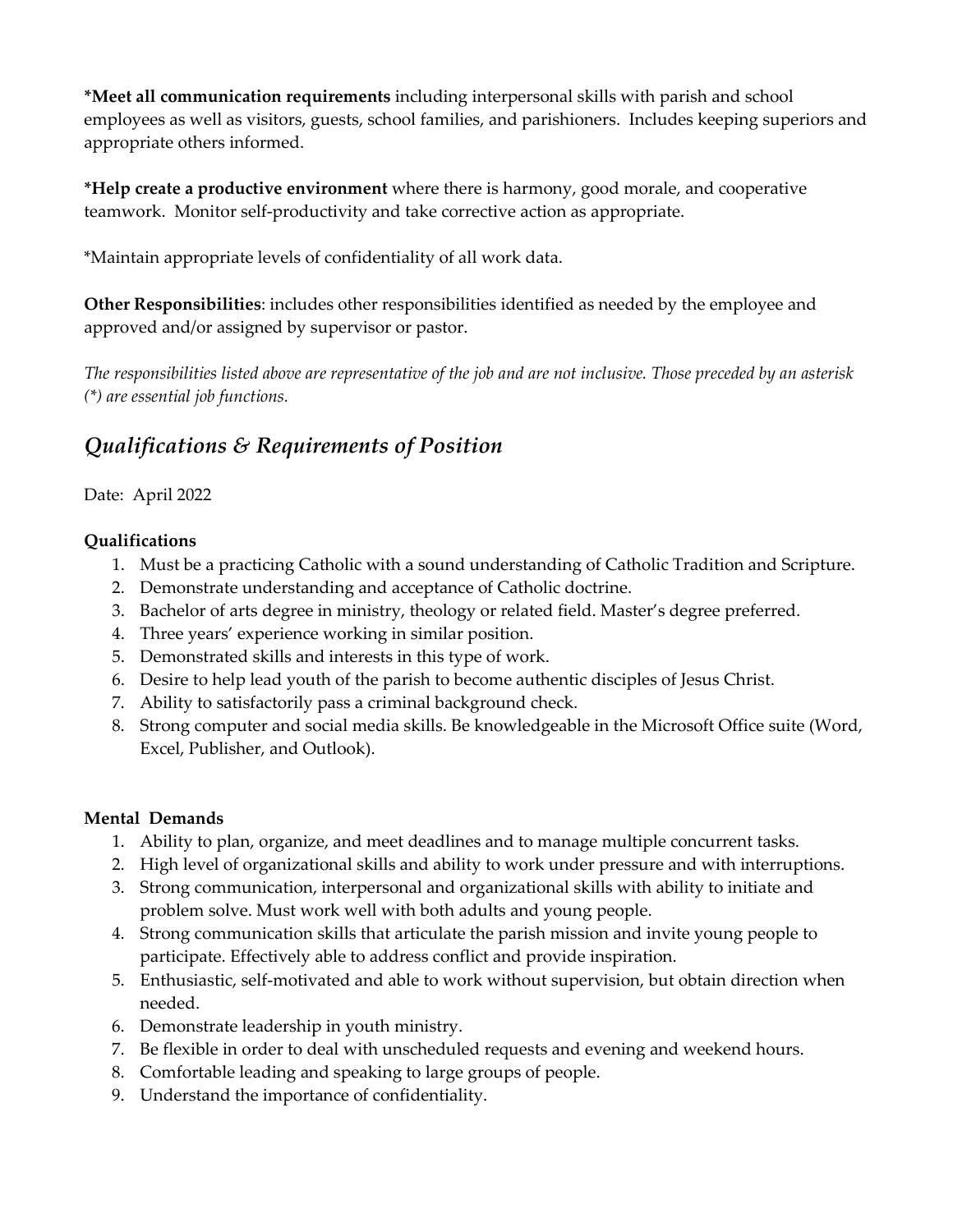**\*Meet all communication requirements** including interpersonal skills with parish and school employees as well as visitors, guests, school families, and parishioners. Includes keeping superiors and appropriate others informed.

**\*Help create a productive environment** where there is harmony, good morale, and cooperative teamwork. Monitor self-productivity and take corrective action as appropriate.

*Maintain appropriate levels of confidentiality of all work data.

**Other Responsibilities**: includes other responsibilities identified as needed by the employee and approved and/or assigned by supervisor or pastor.

*The responsibilities listed above are representative of the job and are not inclusive. Those preceded by an asterisk (\*) are essential job functions.*

## *Qualifications & Requirements of Position*

Date: April 2022

**Qualifications**

1. Must be a practicing Catholic with a sound understanding of Catholic Tradition and Scripture.
2. Demonstrate understanding and acceptance of Catholic doctrine.
3. Bachelor of arts degree in ministry, theology or related field. Master's degree preferred.
4. Three years' experience working in similar position.
5. Demonstrated skills and interests in this type of work.
6. Desire to help lead youth of the parish to become authentic disciples of Jesus Christ.
7. Ability to satisfactorily pass a criminal background check.
8. Strong computer and social media skills. Be knowledgeable in the Microsoft Office suite (Word, Excel, Publisher, and Outlook).

**Mental Demands**

1. Ability to plan, organize, and meet deadlines and to manage multiple concurrent tasks.
2. High level of organizational skills and ability to work under pressure and with interruptions.
3. Strong communication, interpersonal and organizational skills with ability to initiate and problem solve. Must work well with both adults and young people.
4. Strong communication skills that articulate the parish mission and invite young people to participate. Effectively able to address conflict and provide inspiration.
5. Enthusiastic, self-motivated and able to work without supervision, but obtain direction when needed.
6. Demonstrate leadership in youth ministry.
7. Be flexible in order to deal with unscheduled requests and evening and weekend hours.
8. Comfortable leading and speaking to large groups of people.
9. Understand the importance of confidentiality.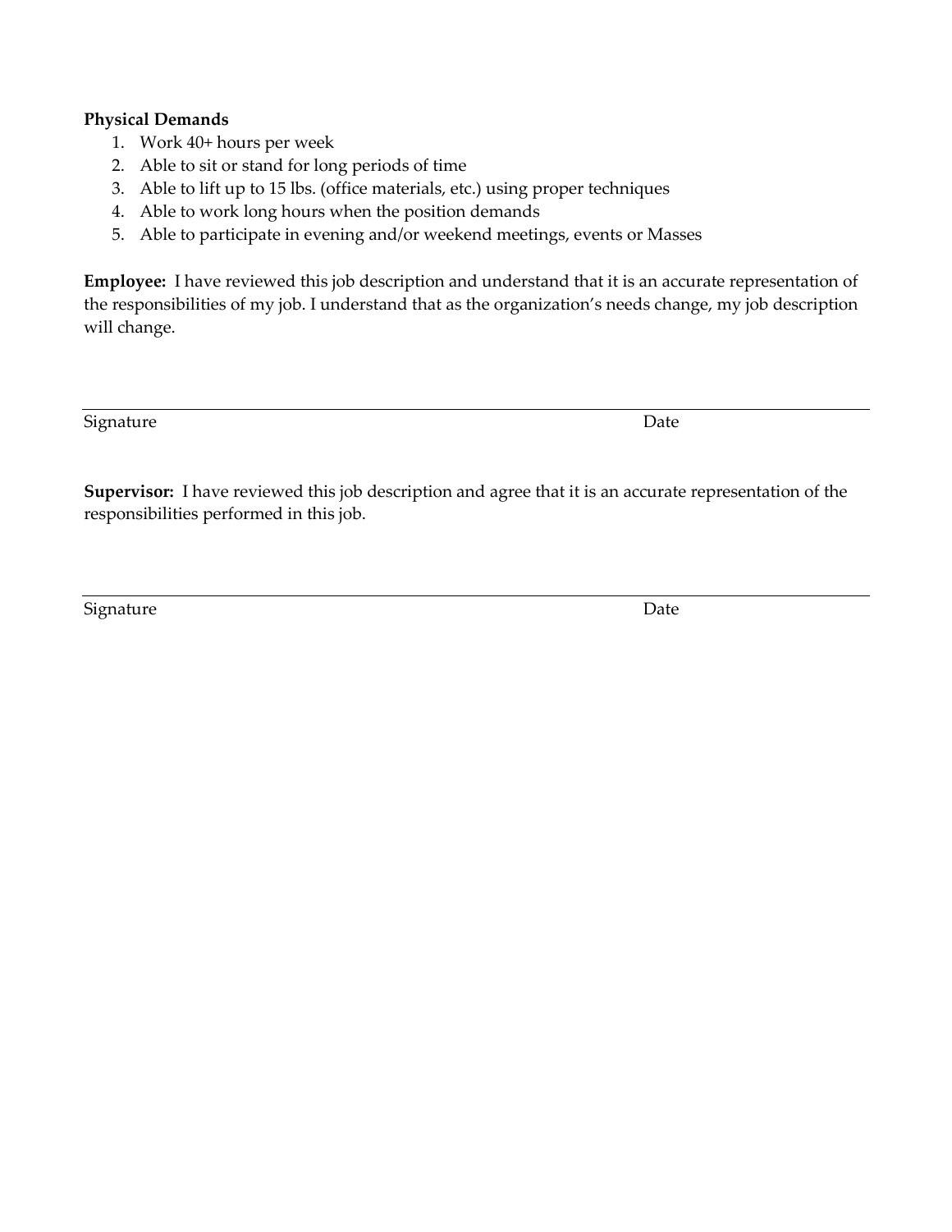**Physical Demands**

1. Work 40+ hours per week
2. Able to sit or stand for long periods of time
3. Able to lift up to 15 lbs. (office materials, etc.) using proper techniques
4. Able to work long hours when the position demands
5. Able to participate in evening and/or weekend meetings, events or Masses

**Employee:** I have reviewed this job description and understand that it is an accurate representation of the responsibilities of my job. I understand that as the organization's needs change, my job description will change.

---

Signature Date

**Supervisor:** I have reviewed this job description and agree that it is an accurate representation of the responsibilities performed in this job.

---

Signature Date